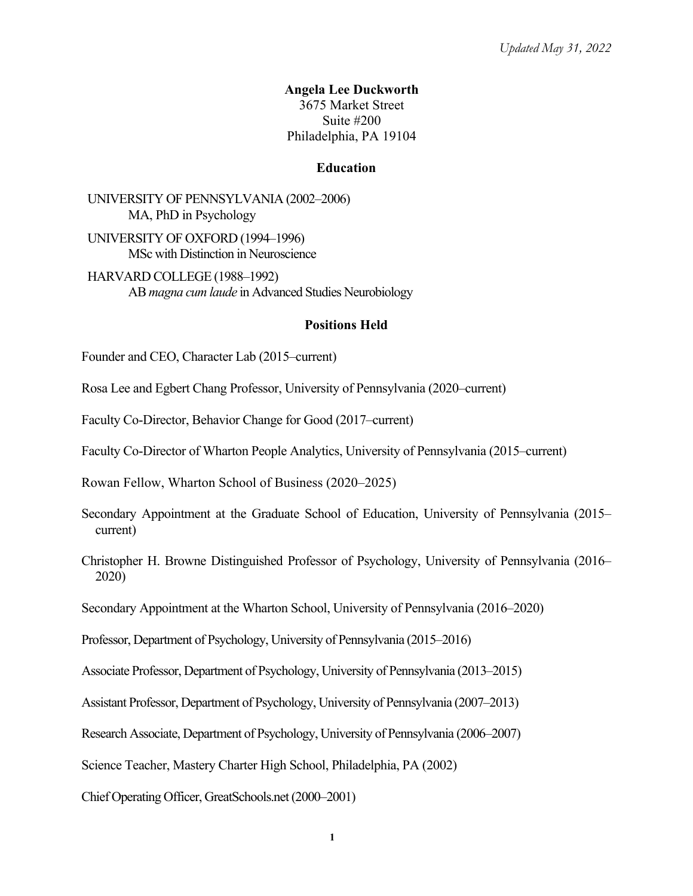*Updated May 31, 2022*

**Angela Lee Duckworth**
3675 Market Street
Suite #200
Philadelphia, PA 19104

## Education

UNIVERSITY OF PENNSYLVANIA (2002–2006)
MA, PhD in Psychology

UNIVERSITY OF OXFORD (1994–1996)
MSc with Distinction in Neuroscience

HARVARD COLLEGE (1988–1992)
AB *magna cum laude* in Advanced Studies Neurobiology

## Positions Held

Founder and CEO, Character Lab (2015–current)

Rosa Lee and Egbert Chang Professor, University of Pennsylvania (2020–current)

Faculty Co-Director, Behavior Change for Good (2017–current)

Faculty Co-Director of Wharton People Analytics, University of Pennsylvania (2015–current)

Rowan Fellow, Wharton School of Business (2020–2025)

Secondary Appointment at the Graduate School of Education, University of Pennsylvania (2015–current)

Christopher H. Browne Distinguished Professor of Psychology, University of Pennsylvania (2016–2020)

Secondary Appointment at the Wharton School, University of Pennsylvania (2016–2020)

Professor, Department of Psychology, University of Pennsylvania (2015–2016)

Associate Professor, Department of Psychology, University of Pennsylvania (2013–2015)

Assistant Professor, Department of Psychology, University of Pennsylvania (2007–2013)

Research Associate, Department of Psychology, University of Pennsylvania (2006–2007)

Science Teacher, Mastery Charter High School, Philadelphia, PA (2002)

Chief Operating Officer, GreatSchools.net (2000–2001)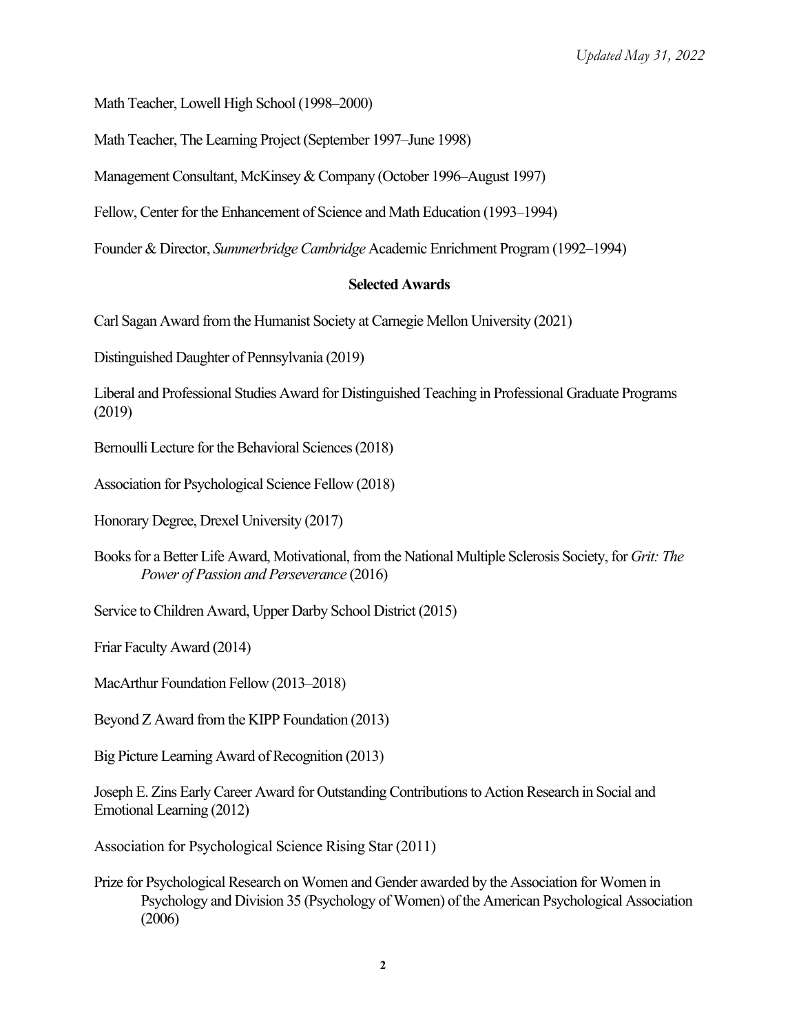Math Teacher, Lowell High School (1998–2000)

Math Teacher, The Learning Project (September 1997–June 1998)

Management Consultant, McKinsey & Company (October 1996–August 1997)

Fellow, Center for the Enhancement of Science and Math Education (1993–1994)

Founder & Director, *Summerbridge Cambridge* Academic Enrichment Program (1992–1994)

## Selected Awards

Carl Sagan Award from the Humanist Society at Carnegie Mellon University (2021)

Distinguished Daughter of Pennsylvania (2019)

Liberal and Professional Studies Award for Distinguished Teaching in Professional Graduate Programs (2019)

Bernoulli Lecture for the Behavioral Sciences (2018)

Association for Psychological Science Fellow (2018)

Honorary Degree, Drexel University (2017)

Books for a Better Life Award, Motivational, from the National Multiple Sclerosis Society, for *Grit: The Power of Passion and Perseverance* (2016)

Service to Children Award, Upper Darby School District (2015)

Friar Faculty Award (2014)

MacArthur Foundation Fellow (2013–2018)

Beyond Z Award from the KIPP Foundation (2013)

Big Picture Learning Award of Recognition (2013)

Joseph E. Zins Early Career Award for Outstanding Contributions to Action Research in Social and Emotional Learning (2012)

Association for Psychological Science Rising Star (2011)

Prize for Psychological Research on Women and Gender awarded by the Association for Women in Psychology and Division 35 (Psychology of Women) of the American Psychological Association (2006)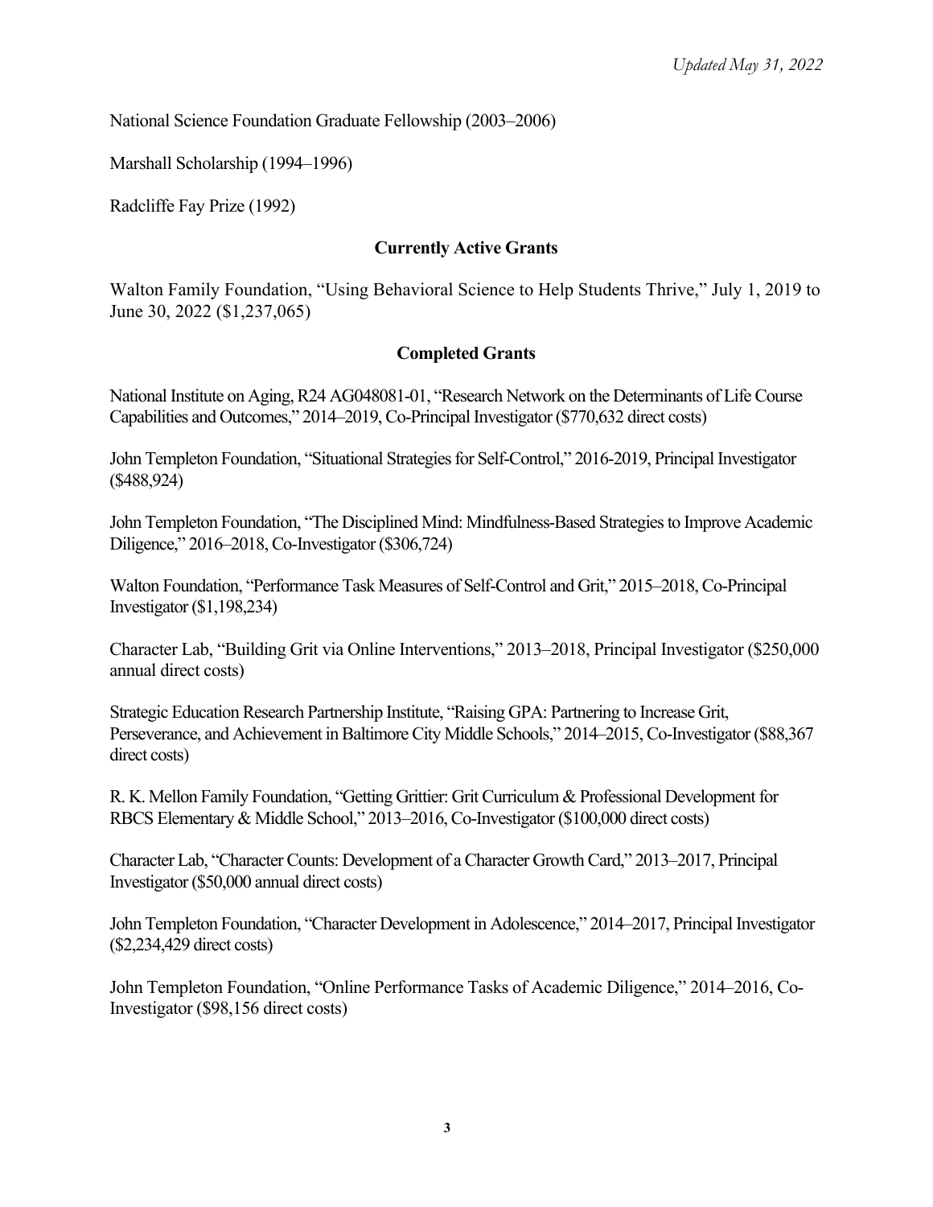National Science Foundation Graduate Fellowship (2003–2006)

Marshall Scholarship (1994–1996)

Radcliffe Fay Prize (1992)

## Currently Active Grants

Walton Family Foundation, "Using Behavioral Science to Help Students Thrive," July 1, 2019 to June 30, 2022 ($1,237,065)

## Completed Grants

National Institute on Aging, R24 AG048081-01, "Research Network on the Determinants of Life Course Capabilities and Outcomes," 2014–2019, Co-Principal Investigator ($770,632 direct costs)

John Templeton Foundation, "Situational Strategies for Self-Control," 2016-2019, Principal Investigator ($488,924)

John Templeton Foundation, "The Disciplined Mind: Mindfulness-Based Strategies to Improve Academic Diligence," 2016–2018, Co-Investigator ($306,724)

Walton Foundation, "Performance Task Measures of Self-Control and Grit," 2015–2018, Co-Principal Investigator ($1,198,234)

Character Lab, "Building Grit via Online Interventions," 2013–2018, Principal Investigator ($250,000 annual direct costs)

Strategic Education Research Partnership Institute, "Raising GPA: Partnering to Increase Grit, Perseverance, and Achievement in Baltimore City Middle Schools," 2014–2015, Co-Investigator ($88,367 direct costs)

R. K. Mellon Family Foundation, "Getting Grittier: Grit Curriculum & Professional Development for RBCS Elementary & Middle School," 2013–2016, Co-Investigator ($100,000 direct costs)

Character Lab, "Character Counts: Development of a Character Growth Card," 2013–2017, Principal Investigator ($50,000 annual direct costs)

John Templeton Foundation, "Character Development in Adolescence," 2014–2017, Principal Investigator ($2,234,429 direct costs)

John Templeton Foundation, "Online Performance Tasks of Academic Diligence," 2014–2016, Co-Investigator ($98,156 direct costs)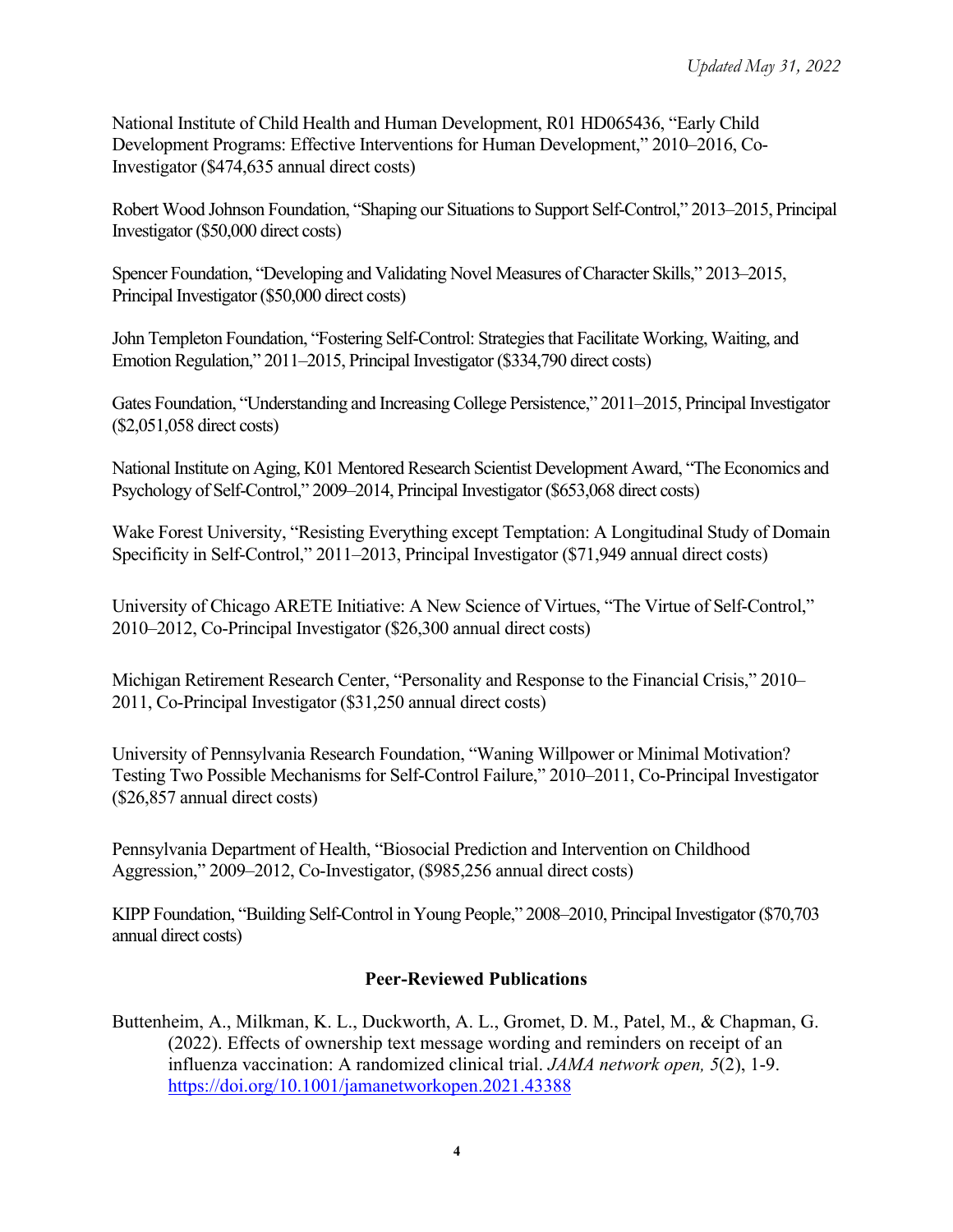National Institute of Child Health and Human Development, R01 HD065436, "Early Child Development Programs: Effective Interventions for Human Development," 2010–2016, Co-Investigator ($474,635 annual direct costs)

Robert Wood Johnson Foundation, "Shaping our Situations to Support Self-Control," 2013–2015, Principal Investigator ($50,000 direct costs)

Spencer Foundation, "Developing and Validating Novel Measures of Character Skills," 2013–2015, Principal Investigator ($50,000 direct costs)

John Templeton Foundation, "Fostering Self-Control: Strategies that Facilitate Working, Waiting, and Emotion Regulation," 2011–2015, Principal Investigator ($334,790 direct costs)

Gates Foundation, "Understanding and Increasing College Persistence," 2011–2015, Principal Investigator ($2,051,058 direct costs)

National Institute on Aging, K01 Mentored Research Scientist Development Award, "The Economics and Psychology of Self-Control," 2009–2014, Principal Investigator ($653,068 direct costs)

Wake Forest University, "Resisting Everything except Temptation: A Longitudinal Study of Domain Specificity in Self-Control," 2011–2013, Principal Investigator ($71,949 annual direct costs)

University of Chicago ARETE Initiative: A New Science of Virtues, "The Virtue of Self-Control," 2010–2012, Co-Principal Investigator ($26,300 annual direct costs)

Michigan Retirement Research Center, "Personality and Response to the Financial Crisis," 2010–2011, Co-Principal Investigator ($31,250 annual direct costs)

University of Pennsylvania Research Foundation, "Waning Willpower or Minimal Motivation? Testing Two Possible Mechanisms for Self-Control Failure," 2010–2011, Co-Principal Investigator ($26,857 annual direct costs)

Pennsylvania Department of Health, "Biosocial Prediction and Intervention on Childhood Aggression," 2009–2012, Co-Investigator, ($985,256 annual direct costs)

KIPP Foundation, "Building Self-Control in Young People," 2008–2010, Principal Investigator ($70,703 annual direct costs)

## Peer-Reviewed Publications

Buttenheim, A., Milkman, K. L., Duckworth, A. L., Gromet, D. M., Patel, M., & Chapman, G. (2022). Effects of ownership text message wording and reminders on receipt of an influenza vaccination: A randomized clinical trial. *JAMA network open, 5*(2), 1-9. https://doi.org/10.1001/jamanetworkopen.2021.43388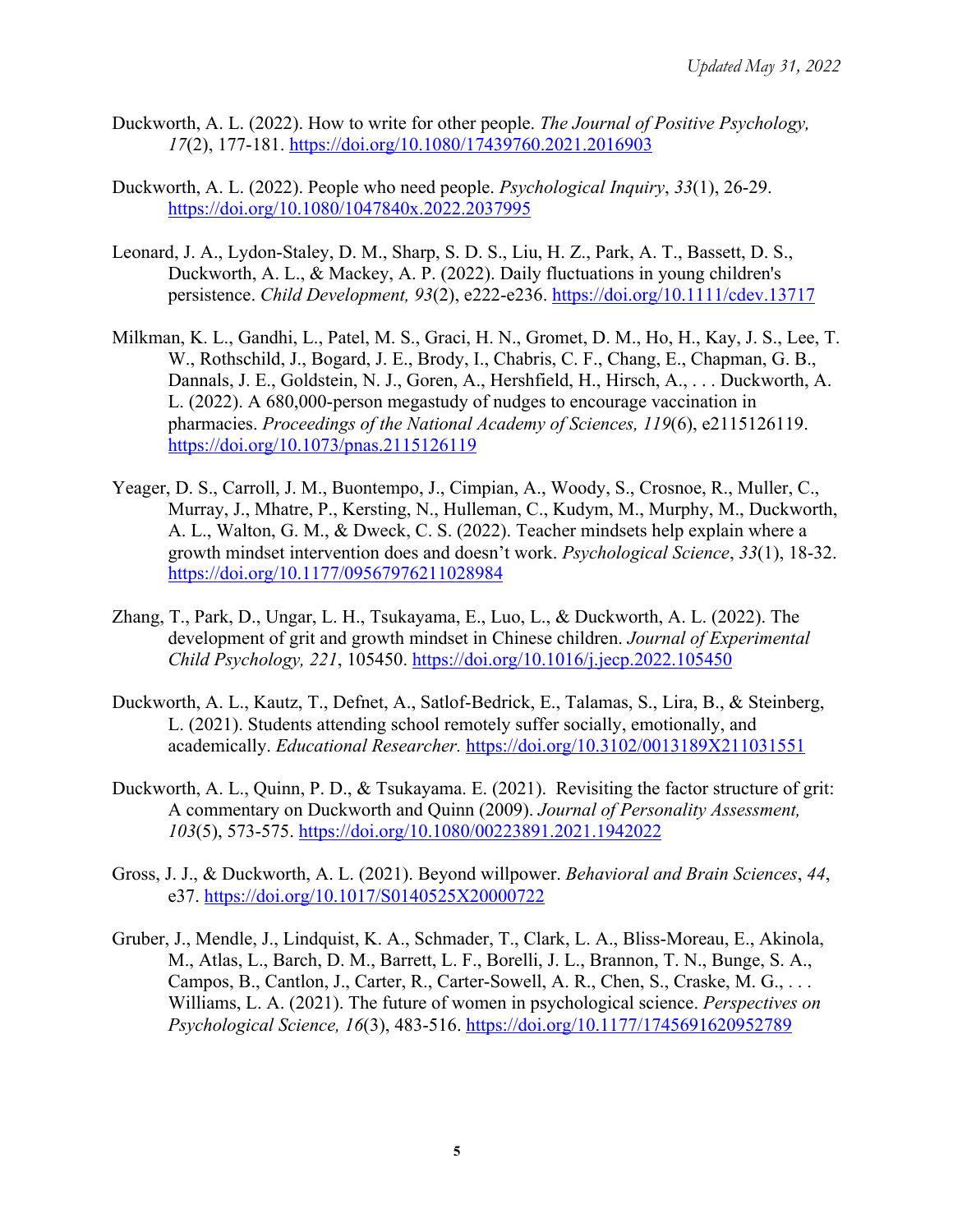Duckworth, A. L. (2022). How to write for other people. *The Journal of Positive Psychology, 17*(2), 177-181. https://doi.org/10.1080/17439760.2021.2016903

Duckworth, A. L. (2022). People who need people. *Psychological Inquiry*, *33*(1), 26-29. https://doi.org/10.1080/1047840x.2022.2037995

Leonard, J. A., Lydon-Staley, D. M., Sharp, S. D. S., Liu, H. Z., Park, A. T., Bassett, D. S., Duckworth, A. L., & Mackey, A. P. (2022). Daily fluctuations in young children's persistence. *Child Development, 93*(2), e222-e236. https://doi.org/10.1111/cdev.13717

Milkman, K. L., Gandhi, L., Patel, M. S., Graci, H. N., Gromet, D. M., Ho, H., Kay, J. S., Lee, T. W., Rothschild, J., Bogard, J. E., Brody, I., Chabris, C. F., Chang, E., Chapman, G. B., Dannals, J. E., Goldstein, N. J., Goren, A., Hershfield, H., Hirsch, A., . . . Duckworth, A. L. (2022). A 680,000-person megastudy of nudges to encourage vaccination in pharmacies. *Proceedings of the National Academy of Sciences, 119*(6), e2115126119. https://doi.org/10.1073/pnas.2115126119

Yeager, D. S., Carroll, J. M., Buontempo, J., Cimpian, A., Woody, S., Crosnoe, R., Muller, C., Murray, J., Mhatre, P., Kersting, N., Hulleman, C., Kudym, M., Murphy, M., Duckworth, A. L., Walton, G. M., & Dweck, C. S. (2022). Teacher mindsets help explain where a growth mindset intervention does and doesn't work. *Psychological Science*, *33*(1), 18-32. https://doi.org/10.1177/09567976211028984

Zhang, T., Park, D., Ungar, L. H., Tsukayama, E., Luo, L., & Duckworth, A. L. (2022). The development of grit and growth mindset in Chinese children. *Journal of Experimental Child Psychology, 221*, 105450. https://doi.org/10.1016/j.jecp.2022.105450

Duckworth, A. L., Kautz, T., Defnet, A., Satlof-Bedrick, E., Talamas, S., Lira, B., & Steinberg, L. (2021). Students attending school remotely suffer socially, emotionally, and academically. *Educational Researcher.* https://doi.org/10.3102/0013189X211031551

Duckworth, A. L., Quinn, P. D., & Tsukayama. E. (2021). Revisiting the factor structure of grit: A commentary on Duckworth and Quinn (2009). *Journal of Personality Assessment, 103*(5), 573-575. https://doi.org/10.1080/00223891.2021.1942022

Gross, J. J., & Duckworth, A. L. (2021). Beyond willpower. *Behavioral and Brain Sciences*, *44*, e37. https://doi.org/10.1017/S0140525X20000722

Gruber, J., Mendle, J., Lindquist, K. A., Schmader, T., Clark, L. A., Bliss-Moreau, E., Akinola, M., Atlas, L., Barch, D. M., Barrett, L. F., Borelli, J. L., Brannon, T. N., Bunge, S. A., Campos, B., Cantlon, J., Carter, R., Carter-Sowell, A. R., Chen, S., Craske, M. G., . . . Williams, L. A. (2021). The future of women in psychological science. *Perspectives on Psychological Science, 16*(3), 483-516. https://doi.org/10.1177/1745691620952789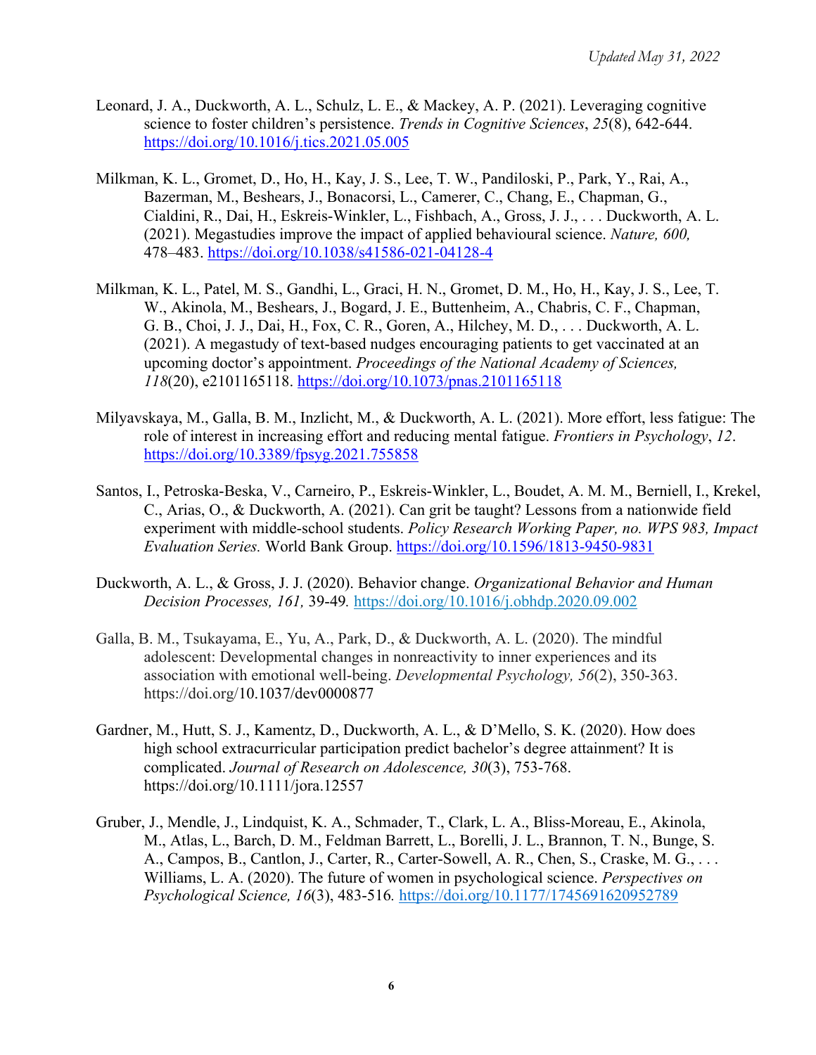Leonard, J. A., Duckworth, A. L., Schulz, L. E., & Mackey, A. P. (2021). Leveraging cognitive science to foster children's persistence. *Trends in Cognitive Sciences*, *25*(8), 642-644. https://doi.org/10.1016/j.tics.2021.05.005

Milkman, K. L., Gromet, D., Ho, H., Kay, J. S., Lee, T. W., Pandiloski, P., Park, Y., Rai, A., Bazerman, M., Beshears, J., Bonacorsi, L., Camerer, C., Chang, E., Chapman, G., Cialdini, R., Dai, H., Eskreis-Winkler, L., Fishbach, A., Gross, J. J., . . . Duckworth, A. L. (2021). Megastudies improve the impact of applied behavioural science. *Nature, 600,* 478–483. https://doi.org/10.1038/s41586-021-04128-4

Milkman, K. L., Patel, M. S., Gandhi, L., Graci, H. N., Gromet, D. M., Ho, H., Kay, J. S., Lee, T. W., Akinola, M., Beshears, J., Bogard, J. E., Buttenheim, A., Chabris, C. F., Chapman, G. B., Choi, J. J., Dai, H., Fox, C. R., Goren, A., Hilchey, M. D., . . . Duckworth, A. L. (2021). A megastudy of text-based nudges encouraging patients to get vaccinated at an upcoming doctor's appointment. *Proceedings of the National Academy of Sciences, 118*(20), e2101165118. https://doi.org/10.1073/pnas.2101165118

Milyavskaya, M., Galla, B. M., Inzlicht, M., & Duckworth, A. L. (2021). More effort, less fatigue: The role of interest in increasing effort and reducing mental fatigue. *Frontiers in Psychology*, *12*. https://doi.org/10.3389/fpsyg.2021.755858

Santos, I., Petroska-Beska, V., Carneiro, P., Eskreis-Winkler, L., Boudet, A. M. M., Berniell, I., Krekel, C., Arias, O., & Duckworth, A. (2021). Can grit be taught? Lessons from a nationwide field experiment with middle-school students. *Policy Research Working Paper, no. WPS 983, Impact Evaluation Series.* World Bank Group. https://doi.org/10.1596/1813-9450-9831

Duckworth, A. L., & Gross, J. J. (2020). Behavior change. *Organizational Behavior and Human Decision Processes, 161,* 39-49*.* https://doi.org/10.1016/j.obhdp.2020.09.002

Galla, B. M., Tsukayama, E., Yu, A., Park, D., & Duckworth, A. L. (2020). The mindful adolescent: Developmental changes in nonreactivity to inner experiences and its association with emotional well-being. *Developmental Psychology, 56*(2), 350-363. https://doi.org/10.1037/dev0000877

Gardner, M., Hutt, S. J., Kamentz, D., Duckworth, A. L., & D'Mello, S. K. (2020). How does high school extracurricular participation predict bachelor's degree attainment? It is complicated. *Journal of Research on Adolescence, 30*(3), 753-768. https://doi.org/10.1111/jora.12557

Gruber, J., Mendle, J., Lindquist, K. A., Schmader, T., Clark, L. A., Bliss-Moreau, E., Akinola, M., Atlas, L., Barch, D. M., Feldman Barrett, L., Borelli, J. L., Brannon, T. N., Bunge, S. A., Campos, B., Cantlon, J., Carter, R., Carter-Sowell, A. R., Chen, S., Craske, M. G., . . . Williams, L. A. (2020). The future of women in psychological science. *Perspectives on Psychological Science, 16*(3), 483-516*.* https://doi.org/10.1177/1745691620952789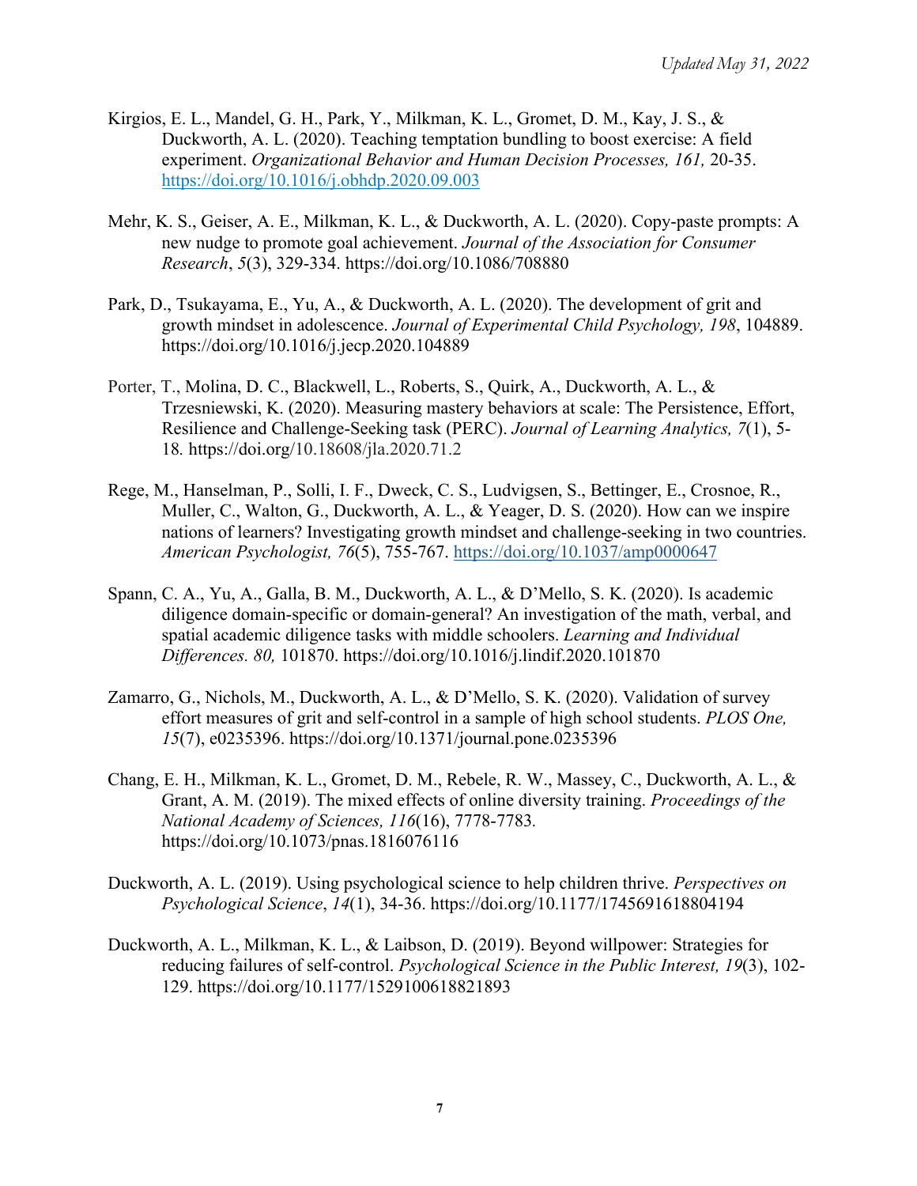Kirgios, E. L., Mandel, G. H., Park, Y., Milkman, K. L., Gromet, D. M., Kay, J. S., & Duckworth, A. L. (2020). Teaching temptation bundling to boost exercise: A field experiment. *Organizational Behavior and Human Decision Processes, 161,* 20-35. https://doi.org/10.1016/j.obhdp.2020.09.003

Mehr, K. S., Geiser, A. E., Milkman, K. L., & Duckworth, A. L. (2020). Copy-paste prompts: A new nudge to promote goal achievement. *Journal of the Association for Consumer Research*, *5*(3), 329-334. https://doi.org/10.1086/708880

Park, D., Tsukayama, E., Yu, A., & Duckworth, A. L. (2020). The development of grit and growth mindset in adolescence. *Journal of Experimental Child Psychology, 198*, 104889. https://doi.org/10.1016/j.jecp.2020.104889

Porter, T., Molina, D. C., Blackwell, L., Roberts, S., Quirk, A., Duckworth, A. L., & Trzesniewski, K. (2020). Measuring mastery behaviors at scale: The Persistence, Effort, Resilience and Challenge-Seeking task (PERC). *Journal of Learning Analytics, 7*(1), 5-18. https://doi.org/10.18608/jla.2020.71.2

Rege, M., Hanselman, P., Solli, I. F., Dweck, C. S., Ludvigsen, S., Bettinger, E., Crosnoe, R., Muller, C., Walton, G., Duckworth, A. L., & Yeager, D. S. (2020). How can we inspire nations of learners? Investigating growth mindset and challenge-seeking in two countries. *American Psychologist, 76*(5), 755-767. https://doi.org/10.1037/amp0000647

Spann, C. A., Yu, A., Galla, B. M., Duckworth, A. L., & D'Mello, S. K. (2020). Is academic diligence domain-specific or domain-general? An investigation of the math, verbal, and spatial academic diligence tasks with middle schoolers. *Learning and Individual Differences. 80,* 101870. https://doi.org/10.1016/j.lindif.2020.101870

Zamarro, G., Nichols, M., Duckworth, A. L., & D'Mello, S. K. (2020). Validation of survey effort measures of grit and self-control in a sample of high school students. *PLOS One, 15*(7), e0235396. https://doi.org/10.1371/journal.pone.0235396

Chang, E. H., Milkman, K. L., Gromet, D. M., Rebele, R. W., Massey, C., Duckworth, A. L., & Grant, A. M. (2019). The mixed effects of online diversity training. *Proceedings of the National Academy of Sciences, 116*(16), 7778-7783. https://doi.org/10.1073/pnas.1816076116

Duckworth, A. L. (2019). Using psychological science to help children thrive. *Perspectives on Psychological Science*, *14*(1), 34-36. https://doi.org/10.1177/1745691618804194

Duckworth, A. L., Milkman, K. L., & Laibson, D. (2019). Beyond willpower: Strategies for reducing failures of self-control. *Psychological Science in the Public Interest, 19*(3), 102-129. https://doi.org/10.1177/1529100618821893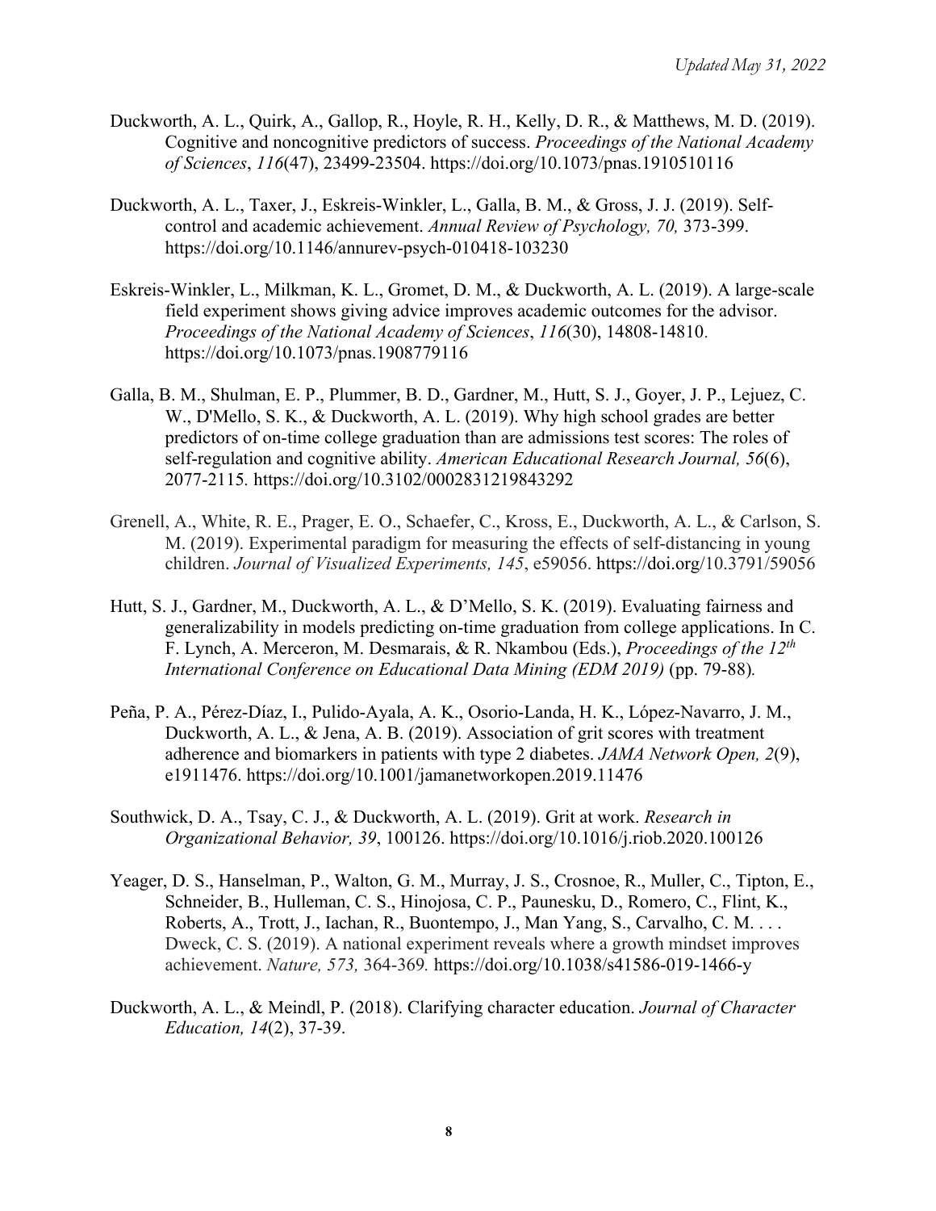Duckworth, A. L., Quirk, A., Gallop, R., Hoyle, R. H., Kelly, D. R., & Matthews, M. D. (2019). Cognitive and noncognitive predictors of success. *Proceedings of the National Academy of Sciences*, *116*(47), 23499-23504. https://doi.org/10.1073/pnas.1910510116

Duckworth, A. L., Taxer, J., Eskreis-Winkler, L., Galla, B. M., & Gross, J. J. (2019). Self-control and academic achievement. *Annual Review of Psychology, 70,* 373-399. https://doi.org/10.1146/annurev-psych-010418-103230

Eskreis-Winkler, L., Milkman, K. L., Gromet, D. M., & Duckworth, A. L. (2019). A large-scale field experiment shows giving advice improves academic outcomes for the advisor. *Proceedings of the National Academy of Sciences*, *116*(30), 14808-14810. https://doi.org/10.1073/pnas.1908779116

Galla, B. M., Shulman, E. P., Plummer, B. D., Gardner, M., Hutt, S. J., Goyer, J. P., Lejuez, C. W., D'Mello, S. K., & Duckworth, A. L. (2019). Why high school grades are better predictors of on-time college graduation than are admissions test scores: The roles of self-regulation and cognitive ability. *American Educational Research Journal, 56*(6), 2077-2115. https://doi.org/10.3102/0002831219843292

Grenell, A., White, R. E., Prager, E. O., Schaefer, C., Kross, E., Duckworth, A. L., & Carlson, S. M. (2019). Experimental paradigm for measuring the effects of self-distancing in young children. *Journal of Visualized Experiments, 145*, e59056. https://doi.org/10.3791/59056

Hutt, S. J., Gardner, M., Duckworth, A. L., & D'Mello, S. K. (2019). Evaluating fairness and generalizability in models predicting on-time graduation from college applications. In C. F. Lynch, A. Merceron, M. Desmarais, & R. Nkambou (Eds.), *Proceedings of the 12th International Conference on Educational Data Mining (EDM 2019)* (pp. 79-88).

Peña, P. A., Pérez-Díaz, I., Pulido-Ayala, A. K., Osorio-Landa, H. K., López-Navarro, J. M., Duckworth, A. L., & Jena, A. B. (2019). Association of grit scores with treatment adherence and biomarkers in patients with type 2 diabetes. *JAMA Network Open, 2*(9), e1911476. https://doi.org/10.1001/jamanetworkopen.2019.11476

Southwick, D. A., Tsay, C. J., & Duckworth, A. L. (2019). Grit at work. *Research in Organizational Behavior, 39*, 100126. https://doi.org/10.1016/j.riob.2020.100126

Yeager, D. S., Hanselman, P., Walton, G. M., Murray, J. S., Crosnoe, R., Muller, C., Tipton, E., Schneider, B., Hulleman, C. S., Hinojosa, C. P., Paunesku, D., Romero, C., Flint, K., Roberts, A., Trott, J., Iachan, R., Buontempo, J., Man Yang, S., Carvalho, C. M. . . . Dweck, C. S. (2019). A national experiment reveals where a growth mindset improves achievement. *Nature, 573,* 364-369. https://doi.org/10.1038/s41586-019-1466-y

Duckworth, A. L., & Meindl, P. (2018). Clarifying character education. *Journal of Character Education, 14*(2), 37-39.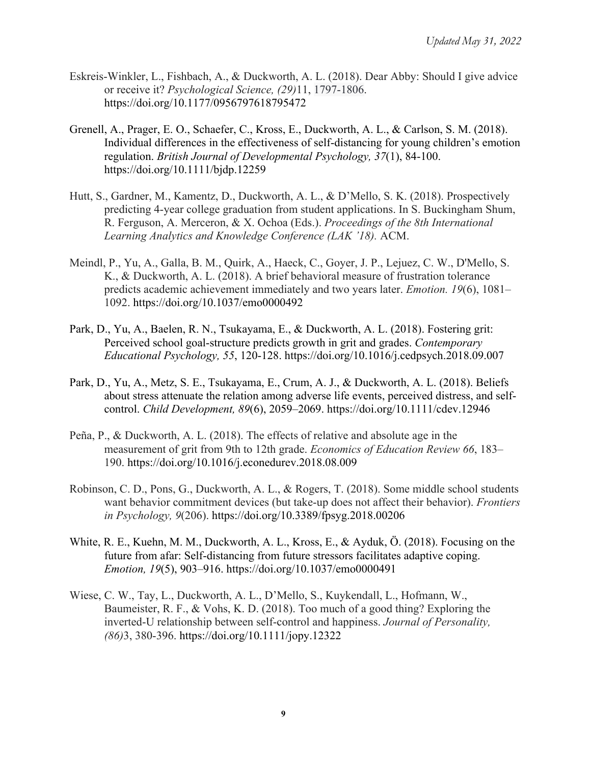Eskreis-Winkler, L., Fishbach, A., & Duckworth, A. L. (2018). Dear Abby: Should I give advice or receive it? *Psychological Science, (29)*11, 1797-1806. https://doi.org/10.1177/0956797618795472

Grenell, A., Prager, E. O., Schaefer, C., Kross, E., Duckworth, A. L., & Carlson, S. M. (2018). Individual differences in the effectiveness of self-distancing for young children's emotion regulation. *British Journal of Developmental Psychology, 37*(1), 84-100. https://doi.org/10.1111/bjdp.12259

Hutt, S., Gardner, M., Kamentz, D., Duckworth, A. L., & D'Mello, S. K. (2018). Prospectively predicting 4-year college graduation from student applications. In S. Buckingham Shum, R. Ferguson, A. Merceron, & X. Ochoa (Eds.). *Proceedings of the 8th International Learning Analytics and Knowledge Conference (LAK '18).* ACM.

Meindl, P., Yu, A., Galla, B. M., Quirk, A., Haeck, C., Goyer, J. P., Lejuez, C. W., D'Mello, S. K., & Duckworth, A. L. (2018). A brief behavioral measure of frustration tolerance predicts academic achievement immediately and two years later. *Emotion. 19*(6), 1081–1092. https://doi.org/10.1037/emo0000492

Park, D., Yu, A., Baelen, R. N., Tsukayama, E., & Duckworth, A. L. (2018). Fostering grit: Perceived school goal-structure predicts growth in grit and grades. *Contemporary Educational Psychology, 55*, 120-128. https://doi.org/10.1016/j.cedpsych.2018.09.007

Park, D., Yu, A., Metz, S. E., Tsukayama, E., Crum, A. J., & Duckworth, A. L. (2018). Beliefs about stress attenuate the relation among adverse life events, perceived distress, and self-control. *Child Development, 89*(6), 2059–2069. https://doi.org/10.1111/cdev.12946

Peña, P., & Duckworth, A. L. (2018). The effects of relative and absolute age in the measurement of grit from 9th to 12th grade. *Economics of Education Review 66*, 183–190. https://doi.org/10.1016/j.econedurev.2018.08.009

Robinson, C. D., Pons, G., Duckworth, A. L., & Rogers, T. (2018). Some middle school students want behavior commitment devices (but take-up does not affect their behavior). *Frontiers in Psychology, 9*(206). https://doi.org/10.3389/fpsyg.2018.00206

White, R. E., Kuehn, M. M., Duckworth, A. L., Kross, E., & Ayduk, Ö. (2018). Focusing on the future from afar: Self-distancing from future stressors facilitates adaptive coping. *Emotion, 19*(5), 903–916. https://doi.org/10.1037/emo0000491

Wiese, C. W., Tay, L., Duckworth, A. L., D'Mello, S., Kuykendall, L., Hofmann, W., Baumeister, R. F., & Vohs, K. D. (2018). Too much of a good thing? Exploring the inverted-U relationship between self-control and happiness. *Journal of Personality, (86)*3, 380-396. https://doi.org/10.1111/jopy.12322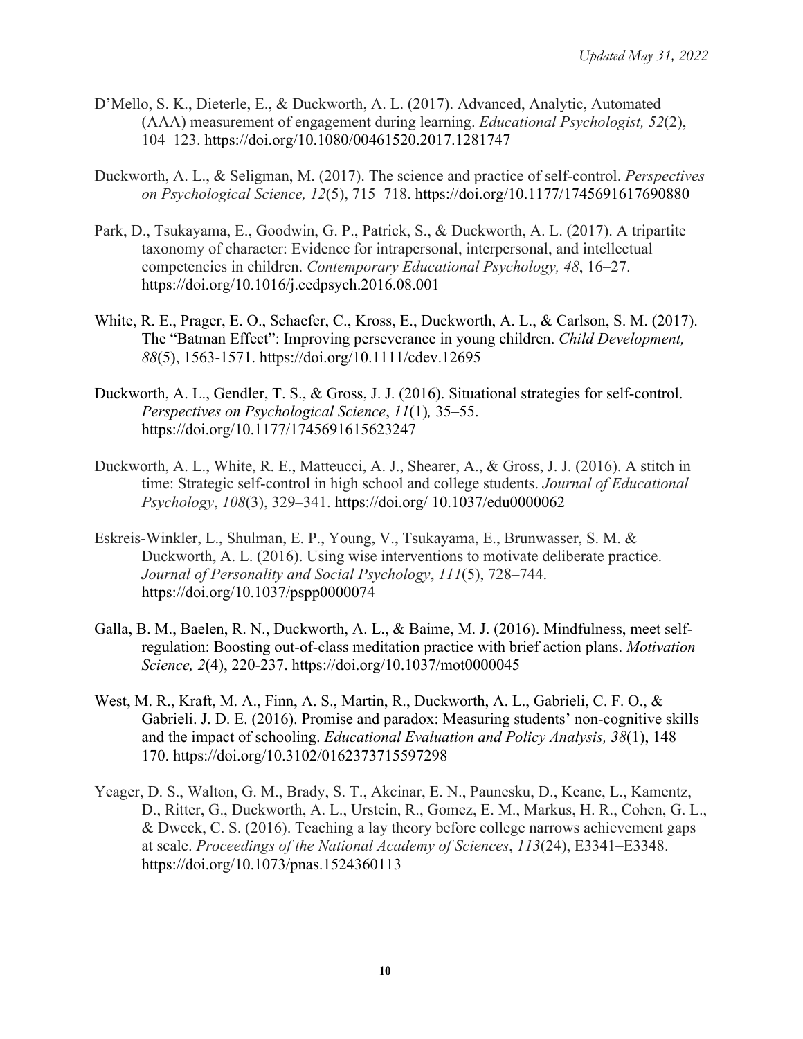D'Mello, S. K., Dieterle, E., & Duckworth, A. L. (2017). Advanced, Analytic, Automated (AAA) measurement of engagement during learning. *Educational Psychologist, 52*(2), 104–123. https://doi.org/10.1080/00461520.2017.1281747

Duckworth, A. L., & Seligman, M. (2017). The science and practice of self-control. *Perspectives on Psychological Science, 12*(5), 715–718. https://doi.org/10.1177/1745691617690880

Park, D., Tsukayama, E., Goodwin, G. P., Patrick, S., & Duckworth, A. L. (2017). A tripartite taxonomy of character: Evidence for intrapersonal, interpersonal, and intellectual competencies in children. *Contemporary Educational Psychology, 48*, 16–27. https://doi.org/10.1016/j.cedpsych.2016.08.001

White, R. E., Prager, E. O., Schaefer, C., Kross, E., Duckworth, A. L., & Carlson, S. M. (2017). The "Batman Effect": Improving perseverance in young children. *Child Development, 88*(5), 1563-1571. https://doi.org/10.1111/cdev.12695

Duckworth, A. L., Gendler, T. S., & Gross, J. J. (2016). Situational strategies for self-control. *Perspectives on Psychological Science*, *11*(1)*,* 35–55. https://doi.org/10.1177/1745691615623247

Duckworth, A. L., White, R. E., Matteucci, A. J., Shearer, A., & Gross, J. J. (2016). A stitch in time: Strategic self-control in high school and college students. *Journal of Educational Psychology*, *108*(3), 329–341. https://doi.org/ 10.1037/edu0000062

Eskreis-Winkler, L., Shulman, E. P., Young, V., Tsukayama, E., Brunwasser, S. M. & Duckworth, A. L. (2016). Using wise interventions to motivate deliberate practice. *Journal of Personality and Social Psychology*, *111*(5), 728–744. https://doi.org/10.1037/pspp0000074

Galla, B. M., Baelen, R. N., Duckworth, A. L., & Baime, M. J. (2016). Mindfulness, meet self-regulation: Boosting out-of-class meditation practice with brief action plans. *Motivation Science, 2*(4), 220-237. https://doi.org/10.1037/mot0000045

West, M. R., Kraft, M. A., Finn, A. S., Martin, R., Duckworth, A. L., Gabrieli, C. F. O., & Gabrieli. J. D. E. (2016). Promise and paradox: Measuring students' non-cognitive skills and the impact of schooling. *Educational Evaluation and Policy Analysis, 38*(1), 148–170. https://doi.org/10.3102/0162373715597298

Yeager, D. S., Walton, G. M., Brady, S. T., Akcinar, E. N., Paunesku, D., Keane, L., Kamentz, D., Ritter, G., Duckworth, A. L., Urstein, R., Gomez, E. M., Markus, H. R., Cohen, G. L., & Dweck, C. S. (2016). Teaching a lay theory before college narrows achievement gaps at scale. *Proceedings of the National Academy of Sciences*, *113*(24), E3341–E3348. https://doi.org/10.1073/pnas.1524360113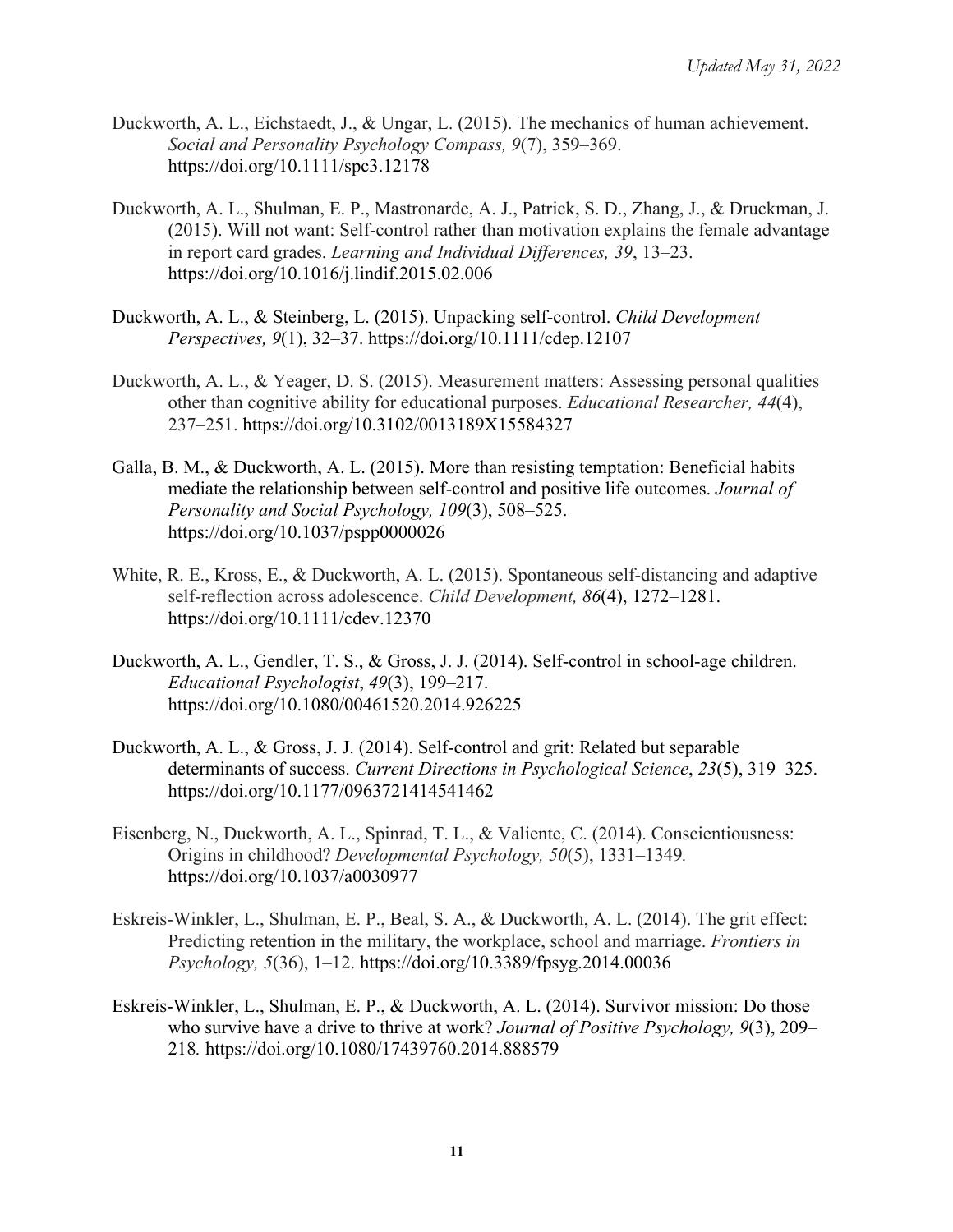Duckworth, A. L., Eichstaedt, J., & Ungar, L. (2015). The mechanics of human achievement. *Social and Personality Psychology Compass, 9*(7), 359–369. https://doi.org/10.1111/spc3.12178

Duckworth, A. L., Shulman, E. P., Mastronarde, A. J., Patrick, S. D., Zhang, J., & Druckman, J. (2015). Will not want: Self-control rather than motivation explains the female advantage in report card grades. *Learning and Individual Differences, 39*, 13–23. https://doi.org/10.1016/j.lindif.2015.02.006

Duckworth, A. L., & Steinberg, L. (2015). Unpacking self-control. *Child Development Perspectives, 9*(1), 32–37. https://doi.org/10.1111/cdep.12107

Duckworth, A. L., & Yeager, D. S. (2015). Measurement matters: Assessing personal qualities other than cognitive ability for educational purposes. *Educational Researcher, 44*(4), 237–251. https://doi.org/10.3102/0013189X15584327

Galla, B. M., & Duckworth, A. L. (2015). More than resisting temptation: Beneficial habits mediate the relationship between self-control and positive life outcomes. *Journal of Personality and Social Psychology, 109*(3), 508–525. https://doi.org/10.1037/pspp0000026

White, R. E., Kross, E., & Duckworth, A. L. (2015). Spontaneous self-distancing and adaptive self-reflection across adolescence. *Child Development, 86*(4), 1272–1281. https://doi.org/10.1111/cdev.12370

Duckworth, A. L., Gendler, T. S., & Gross, J. J. (2014). Self-control in school-age children. *Educational Psychologist*, *49*(3), 199–217. https://doi.org/10.1080/00461520.2014.926225

Duckworth, A. L., & Gross, J. J. (2014). Self-control and grit: Related but separable determinants of success. *Current Directions in Psychological Science*, *23*(5), 319–325. https://doi.org/10.1177/0963721414541462

Eisenberg, N., Duckworth, A. L., Spinrad, T. L., & Valiente, C. (2014). Conscientiousness: Origins in childhood? *Developmental Psychology, 50*(5), 1331–1349. https://doi.org/10.1037/a0030977

Eskreis-Winkler, L., Shulman, E. P., Beal, S. A., & Duckworth, A. L. (2014). The grit effect: Predicting retention in the military, the workplace, school and marriage. *Frontiers in Psychology, 5*(36), 1–12. https://doi.org/10.3389/fpsyg.2014.00036

Eskreis-Winkler, L., Shulman, E. P., & Duckworth, A. L. (2014). Survivor mission: Do those who survive have a drive to thrive at work? *Journal of Positive Psychology, 9*(3), 209–218. https://doi.org/10.1080/17439760.2014.888579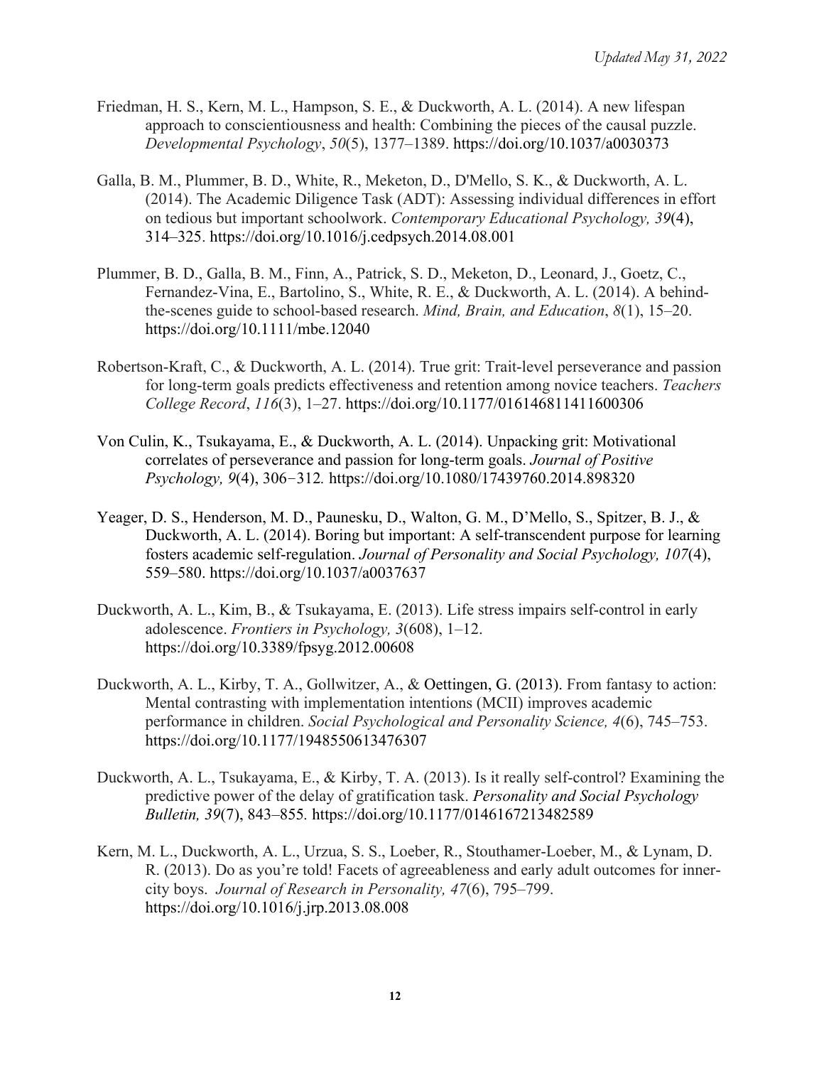Friedman, H. S., Kern, M. L., Hampson, S. E., & Duckworth, A. L. (2014). A new lifespan approach to conscientiousness and health: Combining the pieces of the causal puzzle. *Developmental Psychology*, *50*(5), 1377–1389. https://doi.org/10.1037/a0030373

Galla, B. M., Plummer, B. D., White, R., Meketon, D., D'Mello, S. K., & Duckworth, A. L. (2014). The Academic Diligence Task (ADT): Assessing individual differences in effort on tedious but important schoolwork. *Contemporary Educational Psychology, 39*(4), 314–325. https://doi.org/10.1016/j.cedpsych.2014.08.001

Plummer, B. D., Galla, B. M., Finn, A., Patrick, S. D., Meketon, D., Leonard, J., Goetz, C., Fernandez-Vina, E., Bartolino, S., White, R. E., & Duckworth, A. L. (2014). A behind-the-scenes guide to school-based research. *Mind, Brain, and Education*, *8*(1), 15–20. https://doi.org/10.1111/mbe.12040

Robertson-Kraft, C., & Duckworth, A. L. (2014). True grit: Trait-level perseverance and passion for long-term goals predicts effectiveness and retention among novice teachers. *Teachers College Record*, *116*(3), 1–27. https://doi.org/10.1177/016146811411600306

Von Culin, K., Tsukayama, E., & Duckworth, A. L. (2014). Unpacking grit: Motivational correlates of perseverance and passion for long-term goals. *Journal of Positive Psychology, 9*(4), 306−312*.* https://doi.org/10.1080/17439760.2014.898320

Yeager, D. S., Henderson, M. D., Paunesku, D., Walton, G. M., D'Mello, S., Spitzer, B. J., & Duckworth, A. L. (2014). Boring but important: A self-transcendent purpose for learning fosters academic self-regulation. *Journal of Personality and Social Psychology, 107*(4), 559–580. https://doi.org/10.1037/a0037637

Duckworth, A. L., Kim, B., & Tsukayama, E. (2013). Life stress impairs self-control in early adolescence. *Frontiers in Psychology, 3*(608), 1–12. https://doi.org/10.3389/fpsyg.2012.00608

Duckworth, A. L., Kirby, T. A., Gollwitzer, A., & Oettingen, G. (2013). From fantasy to action: Mental contrasting with implementation intentions (MCII) improves academic performance in children. *Social Psychological and Personality Science, 4*(6), 745–753. https://doi.org/10.1177/1948550613476307

Duckworth, A. L., Tsukayama, E., & Kirby, T. A. (2013). Is it really self-control? Examining the predictive power of the delay of gratification task. *Personality and Social Psychology Bulletin, 39*(7), 843–855*.* https://doi.org/10.1177/0146167213482589

Kern, M. L., Duckworth, A. L., Urzua, S. S., Loeber, R., Stouthamer-Loeber, M., & Lynam, D. R. (2013). Do as you're told! Facets of agreeableness and early adult outcomes for inner-city boys. *Journal of Research in Personality, 47*(6), 795–799. https://doi.org/10.1016/j.jrp.2013.08.008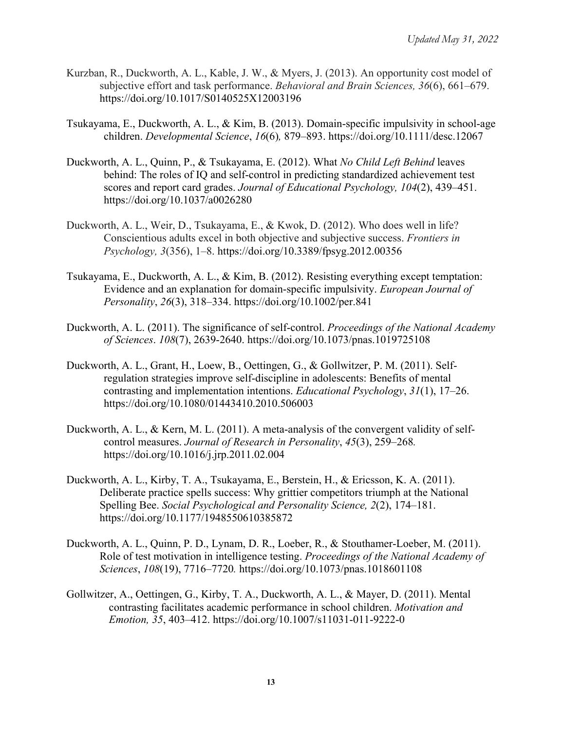Kurzban, R., Duckworth, A. L., Kable, J. W., & Myers, J. (2013). An opportunity cost model of subjective effort and task performance. *Behavioral and Brain Sciences, 36*(6), 661–679. https://doi.org/10.1017/S0140525X12003196

Tsukayama, E., Duckworth, A. L., & Kim, B. (2013). Domain-specific impulsivity in school-age children. *Developmental Science*, *16*(6)*,* 879–893. https://doi.org/10.1111/desc.12067

Duckworth, A. L., Quinn, P., & Tsukayama, E. (2012). What *No Child Left Behind* leaves behind: The roles of IQ and self-control in predicting standardized achievement test scores and report card grades. *Journal of Educational Psychology, 104*(2), 439–451. https://doi.org/10.1037/a0026280

Duckworth, A. L., Weir, D., Tsukayama, E., & Kwok, D. (2012). Who does well in life? Conscientious adults excel in both objective and subjective success. *Frontiers in Psychology, 3*(356), 1–8. https://doi.org/10.3389/fpsyg.2012.00356

Tsukayama, E., Duckworth, A. L., & Kim, B. (2012). Resisting everything except temptation: Evidence and an explanation for domain-specific impulsivity. *European Journal of Personality*, *26*(3), 318–334. https://doi.org/10.1002/per.841

Duckworth, A. L. (2011). The significance of self-control. *Proceedings of the National Academy of Sciences*. *108*(7), 2639-2640. https://doi.org/10.1073/pnas.1019725108

Duckworth, A. L., Grant, H., Loew, B., Oettingen, G., & Gollwitzer, P. M. (2011). Self-regulation strategies improve self-discipline in adolescents: Benefits of mental contrasting and implementation intentions. *Educational Psychology*, *31*(1), 17–26. https://doi.org/10.1080/01443410.2010.506003

Duckworth, A. L., & Kern, M. L. (2011). A meta-analysis of the convergent validity of self-control measures. *Journal of Research in Personality*, *45*(3), 259–268*.* https://doi.org/10.1016/j.jrp.2011.02.004

Duckworth, A. L., Kirby, T. A., Tsukayama, E., Berstein, H., & Ericsson, K. A. (2011). Deliberate practice spells success: Why grittier competitors triumph at the National Spelling Bee. *Social Psychological and Personality Science, 2*(2), 174–181. https://doi.org/10.1177/1948550610385872

Duckworth, A. L., Quinn, P. D., Lynam, D. R., Loeber, R., & Stouthamer-Loeber, M. (2011). Role of test motivation in intelligence testing. *Proceedings of the National Academy of Sciences*, *108*(19), 7716–7720*.* https://doi.org/10.1073/pnas.1018601108

Gollwitzer, A., Oettingen, G., Kirby, T. A., Duckworth, A. L., & Mayer, D. (2011). Mental contrasting facilitates academic performance in school children. *Motivation and Emotion, 35*, 403–412. https://doi.org/10.1007/s11031-011-9222-0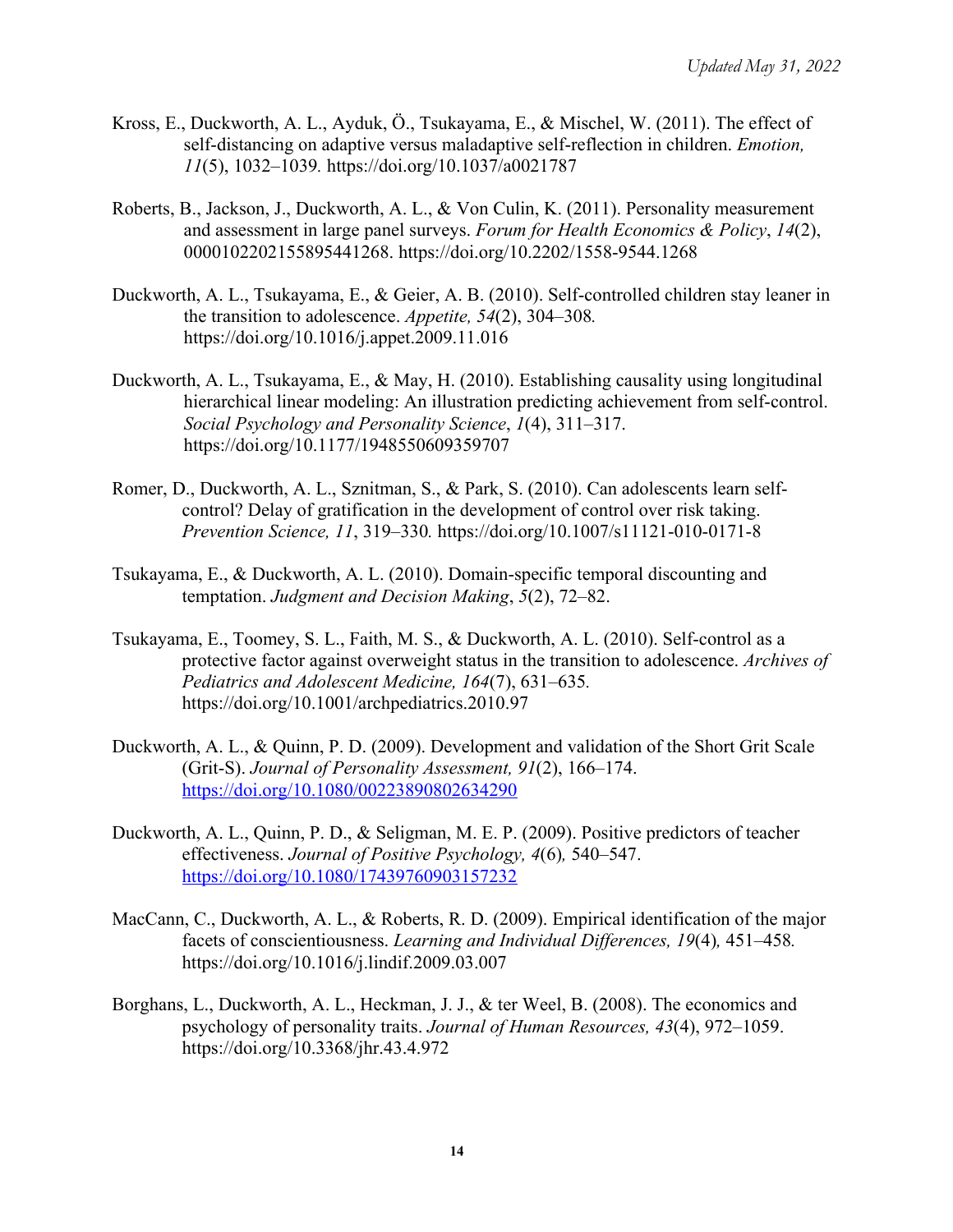Kross, E., Duckworth, A. L., Ayduk, Ö., Tsukayama, E., & Mischel, W. (2011). The effect of self-distancing on adaptive versus maladaptive self-reflection in children. *Emotion, 11*(5), 1032–1039. https://doi.org/10.1037/a0021787

Roberts, B., Jackson, J., Duckworth, A. L., & Von Culin, K. (2011). Personality measurement and assessment in large panel surveys. *Forum for Health Economics & Policy*, *14*(2), 0000102202155895441268. https://doi.org/10.2202/1558-9544.1268

Duckworth, A. L., Tsukayama, E., & Geier, A. B. (2010). Self-controlled children stay leaner in the transition to adolescence. *Appetite, 54*(2), 304–308. https://doi.org/10.1016/j.appet.2009.11.016

Duckworth, A. L., Tsukayama, E., & May, H. (2010). Establishing causality using longitudinal hierarchical linear modeling: An illustration predicting achievement from self-control. *Social Psychology and Personality Science*, *1*(4), 311–317. https://doi.org/10.1177/1948550609359707

Romer, D., Duckworth, A. L., Sznitman, S., & Park, S. (2010). Can adolescents learn self-control? Delay of gratification in the development of control over risk taking. *Prevention Science, 11*, 319–330. https://doi.org/10.1007/s11121-010-0171-8

Tsukayama, E., & Duckworth, A. L. (2010). Domain-specific temporal discounting and temptation. *Judgment and Decision Making*, *5*(2), 72–82.

Tsukayama, E., Toomey, S. L., Faith, M. S., & Duckworth, A. L. (2010). Self-control as a protective factor against overweight status in the transition to adolescence. *Archives of Pediatrics and Adolescent Medicine, 164*(7), 631–635. https://doi.org/10.1001/archpediatrics.2010.97

Duckworth, A. L., & Quinn, P. D. (2009). Development and validation of the Short Grit Scale (Grit-S). *Journal of Personality Assessment, 91*(2), 166–174. https://doi.org/10.1080/00223890802634290

Duckworth, A. L., Quinn, P. D., & Seligman, M. E. P. (2009). Positive predictors of teacher effectiveness. *Journal of Positive Psychology, 4*(6)*,* 540–547. https://doi.org/10.1080/17439760903157232

MacCann, C., Duckworth, A. L., & Roberts, R. D. (2009). Empirical identification of the major facets of conscientiousness. *Learning and Individual Differences, 19*(4)*,* 451–458. https://doi.org/10.1016/j.lindif.2009.03.007

Borghans, L., Duckworth, A. L., Heckman, J. J., & ter Weel, B. (2008). The economics and psychology of personality traits. *Journal of Human Resources, 43*(4), 972–1059. https://doi.org/10.3368/jhr.43.4.972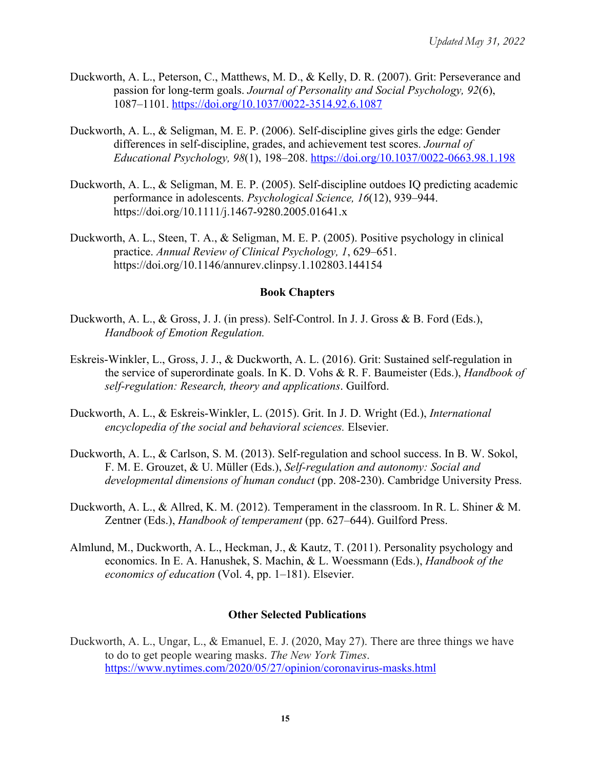Duckworth, A. L., Peterson, C., Matthews, M. D., & Kelly, D. R. (2007). Grit: Perseverance and passion for long-term goals. *Journal of Personality and Social Psychology, 92*(6), 1087–1101. https://doi.org/10.1037/0022-3514.92.6.1087

Duckworth, A. L., & Seligman, M. E. P. (2006). Self-discipline gives girls the edge: Gender differences in self-discipline, grades, and achievement test scores. *Journal of Educational Psychology, 98*(1), 198–208. https://doi.org/10.1037/0022-0663.98.1.198

Duckworth, A. L., & Seligman, M. E. P. (2005). Self-discipline outdoes IQ predicting academic performance in adolescents. *Psychological Science, 16*(12), 939–944. https://doi.org/10.1111/j.1467-9280.2005.01641.x

Duckworth, A. L., Steen, T. A., & Seligman, M. E. P. (2005). Positive psychology in clinical practice. *Annual Review of Clinical Psychology, 1*, 629–651. https://doi.org/10.1146/annurev.clinpsy.1.102803.144154

### Book Chapters

Duckworth, A. L., & Gross, J. J. (in press). Self-Control. In J. J. Gross & B. Ford (Eds.), *Handbook of Emotion Regulation.*

Eskreis-Winkler, L., Gross, J. J., & Duckworth, A. L. (2016). Grit: Sustained self-regulation in the service of superordinate goals. In K. D. Vohs & R. F. Baumeister (Eds.), *Handbook of self-regulation: Research, theory and applications*. Guilford.

Duckworth, A. L., & Eskreis-Winkler, L. (2015). Grit. In J. D. Wright (Ed.), *International encyclopedia of the social and behavioral sciences.* Elsevier.

Duckworth, A. L., & Carlson, S. M. (2013). Self-regulation and school success. In B. W. Sokol, F. M. E. Grouzet, & U. Müller (Eds.), *Self-regulation and autonomy: Social and developmental dimensions of human conduct* (pp. 208-230). Cambridge University Press.

Duckworth, A. L., & Allred, K. M. (2012). Temperament in the classroom. In R. L. Shiner & M. Zentner (Eds.), *Handbook of temperament* (pp. 627–644). Guilford Press.

Almlund, M., Duckworth, A. L., Heckman, J., & Kautz, T. (2011). Personality psychology and economics. In E. A. Hanushek, S. Machin, & L. Woessmann (Eds.), *Handbook of the economics of education* (Vol. 4, pp. 1–181). Elsevier.

### Other Selected Publications

Duckworth, A. L., Ungar, L., & Emanuel, E. J. (2020, May 27). There are three things we have to do to get people wearing masks. *The New York Times*. https://www.nytimes.com/2020/05/27/opinion/coronavirus-masks.html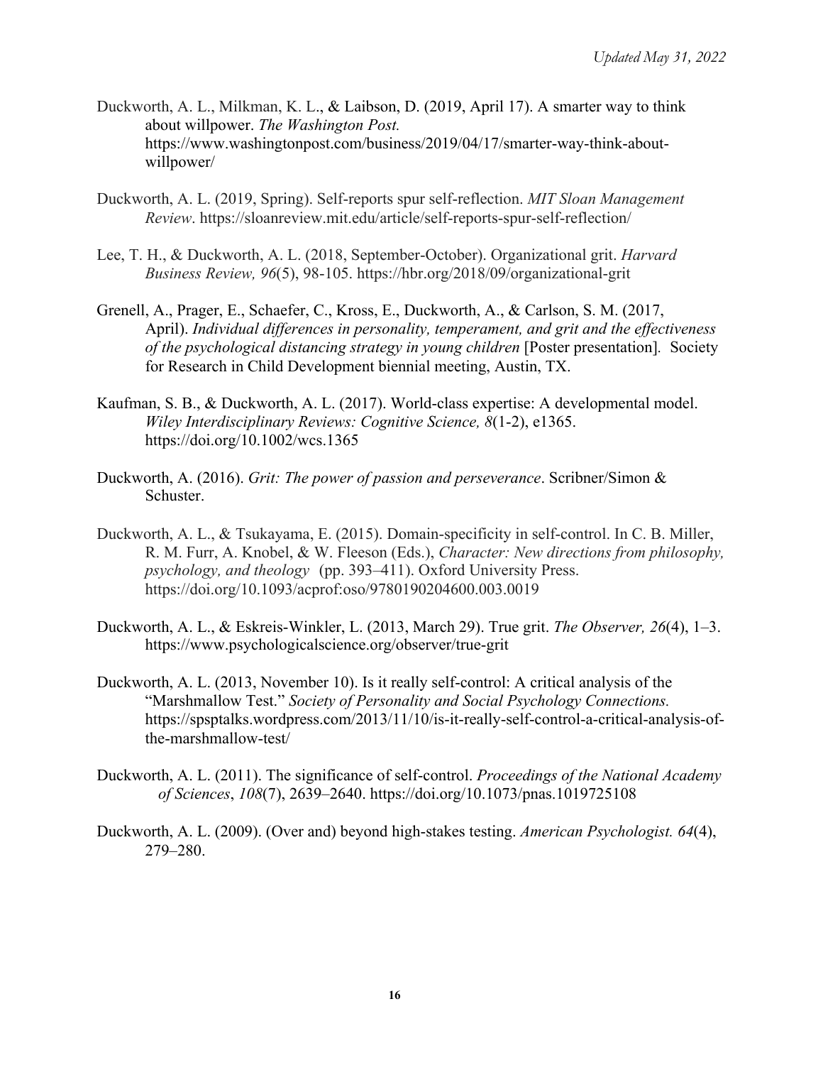Duckworth, A. L., Milkman, K. L., & Laibson, D. (2019, April 17). A smarter way to think about willpower. *The Washington Post.* https://www.washingtonpost.com/business/2019/04/17/smarter-way-think-about-willpower/

Duckworth, A. L. (2019, Spring). Self-reports spur self-reflection. *MIT Sloan Management Review*. https://sloanreview.mit.edu/article/self-reports-spur-self-reflection/

Lee, T. H., & Duckworth, A. L. (2018, September-October). Organizational grit. *Harvard Business Review, 96*(5), 98-105. https://hbr.org/2018/09/organizational-grit

Grenell, A., Prager, E., Schaefer, C., Kross, E., Duckworth, A., & Carlson, S. M. (2017, April). *Individual differences in personality, temperament, and grit and the effectiveness of the psychological distancing strategy in young children* [Poster presentation]. Society for Research in Child Development biennial meeting, Austin, TX.

Kaufman, S. B., & Duckworth, A. L. (2017). World-class expertise: A developmental model. *Wiley Interdisciplinary Reviews: Cognitive Science, 8*(1-2), e1365. https://doi.org/10.1002/wcs.1365

Duckworth, A. (2016). *Grit: The power of passion and perseverance*. Scribner/Simon & Schuster.

Duckworth, A. L., & Tsukayama, E. (2015). Domain-specificity in self-control. In C. B. Miller, R. M. Furr, A. Knobel, & W. Fleeson (Eds.), *Character: New directions from philosophy, psychology, and theology* (pp. 393–411). Oxford University Press. https://doi.org/10.1093/acprof:oso/9780190204600.003.0019

Duckworth, A. L., & Eskreis-Winkler, L. (2013, March 29). True grit. *The Observer, 26*(4), 1–3. https://www.psychologicalscience.org/observer/true-grit

Duckworth, A. L. (2013, November 10). Is it really self-control: A critical analysis of the "Marshmallow Test." *Society of Personality and Social Psychology Connections.* https://spsptalks.wordpress.com/2013/11/10/is-it-really-self-control-a-critical-analysis-of-the-marshmallow-test/

Duckworth, A. L. (2011). The significance of self-control. *Proceedings of the National Academy of Sciences*, *108*(7), 2639–2640. https://doi.org/10.1073/pnas.1019725108

Duckworth, A. L. (2009). (Over and) beyond high-stakes testing. *American Psychologist. 64*(4), 279–280.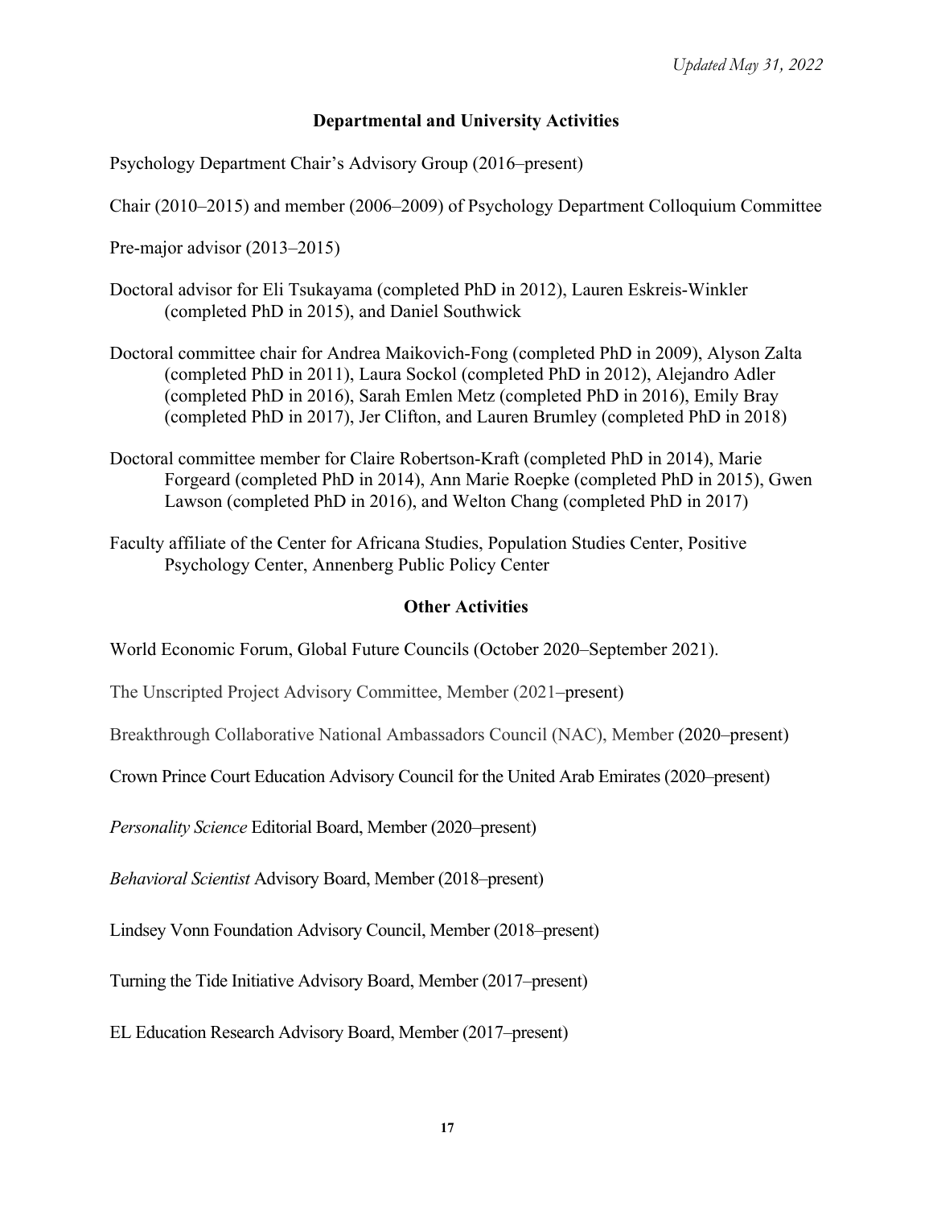*Updated May 31, 2022*

## Departmental and University Activities

Psychology Department Chair's Advisory Group (2016–present)

Chair (2010–2015) and member (2006–2009) of Psychology Department Colloquium Committee

Pre-major advisor (2013–2015)

Doctoral advisor for Eli Tsukayama (completed PhD in 2012), Lauren Eskreis-Winkler (completed PhD in 2015), and Daniel Southwick

Doctoral committee chair for Andrea Maikovich-Fong (completed PhD in 2009), Alyson Zalta (completed PhD in 2011), Laura Sockol (completed PhD in 2012), Alejandro Adler (completed PhD in 2016), Sarah Emlen Metz (completed PhD in 2016), Emily Bray (completed PhD in 2017), Jer Clifton, and Lauren Brumley (completed PhD in 2018)

Doctoral committee member for Claire Robertson-Kraft (completed PhD in 2014), Marie Forgeard (completed PhD in 2014), Ann Marie Roepke (completed PhD in 2015), Gwen Lawson (completed PhD in 2016), and Welton Chang (completed PhD in 2017)

Faculty affiliate of the Center for Africana Studies, Population Studies Center, Positive Psychology Center, Annenberg Public Policy Center

## Other Activities

World Economic Forum, Global Future Councils (October 2020–September 2021).

The Unscripted Project Advisory Committee, Member (2021–present)

Breakthrough Collaborative National Ambassadors Council (NAC), Member (2020–present)

Crown Prince Court Education Advisory Council for the United Arab Emirates (2020–present)

*Personality Science* Editorial Board, Member (2020–present)

*Behavioral Scientist* Advisory Board, Member (2018–present)

Lindsey Vonn Foundation Advisory Council, Member (2018–present)

Turning the Tide Initiative Advisory Board, Member (2017–present)

EL Education Research Advisory Board, Member (2017–present)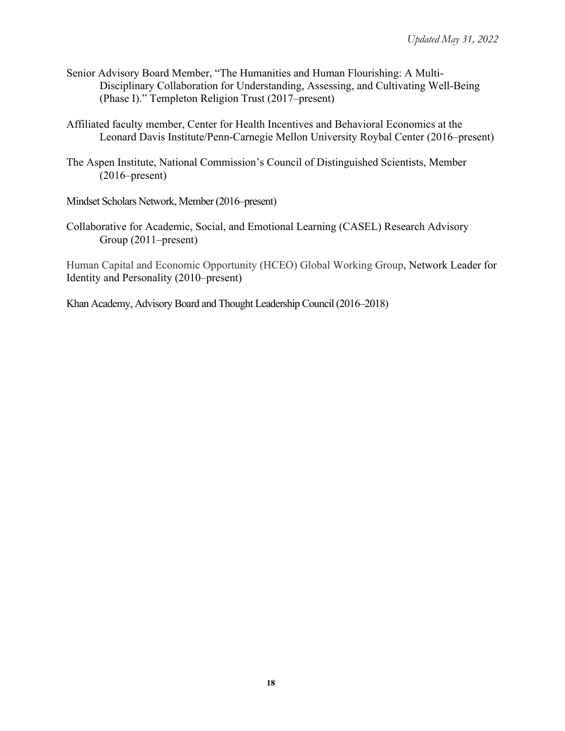Senior Advisory Board Member, "The Humanities and Human Flourishing: A Multi-Disciplinary Collaboration for Understanding, Assessing, and Cultivating Well-Being (Phase I)." Templeton Religion Trust (2017–present)

Affiliated faculty member, Center for Health Incentives and Behavioral Economics at the Leonard Davis Institute/Penn-Carnegie Mellon University Roybal Center (2016–present)

The Aspen Institute, National Commission's Council of Distinguished Scientists, Member (2016–present)

Mindset Scholars Network, Member (2016–present)

Collaborative for Academic, Social, and Emotional Learning (CASEL) Research Advisory Group (2011–present)

Human Capital and Economic Opportunity (HCEO) Global Working Group, Network Leader for Identity and Personality (2010–present)

Khan Academy, Advisory Board and Thought Leadership Council (2016–2018)